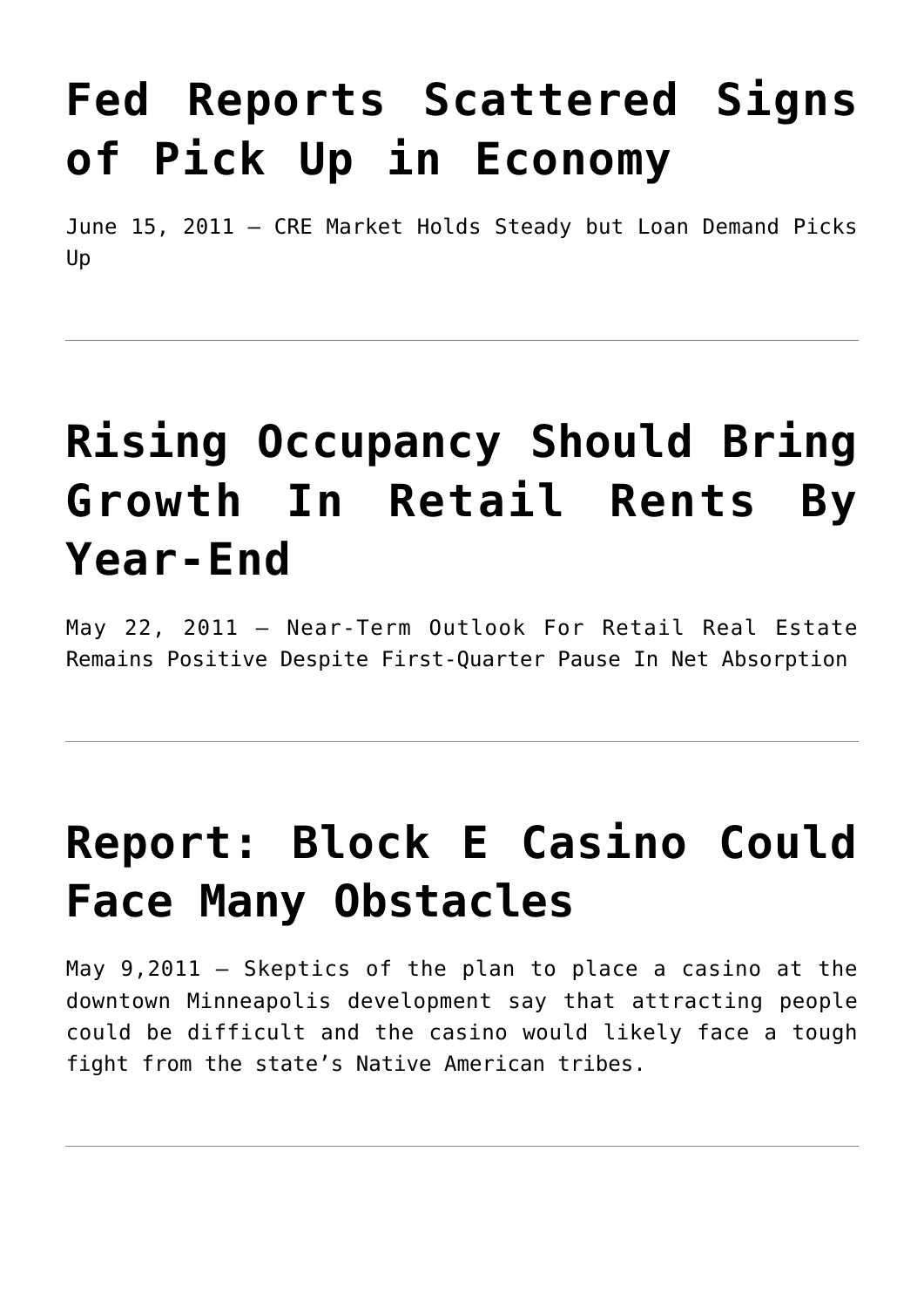# Fed Reports Scattered Signs of Pick Up in Economy

June 15, 2011 — CRE Market Holds Steady but Loan Demand Picks Up

---

# Rising Occupancy Should Bring Growth In Retail Rents By Year-End

May 22, 2011 — Near-Term Outlook For Retail Real Estate Remains Positive Despite First-Quarter Pause In Net Absorption

---

# Report: Block E Casino Could Face Many Obstacles

May 9,2011 — Skeptics of the plan to place a casino at the downtown Minneapolis development say that attracting people could be difficult and the casino would likely face a tough fight from the state's Native American tribes.

---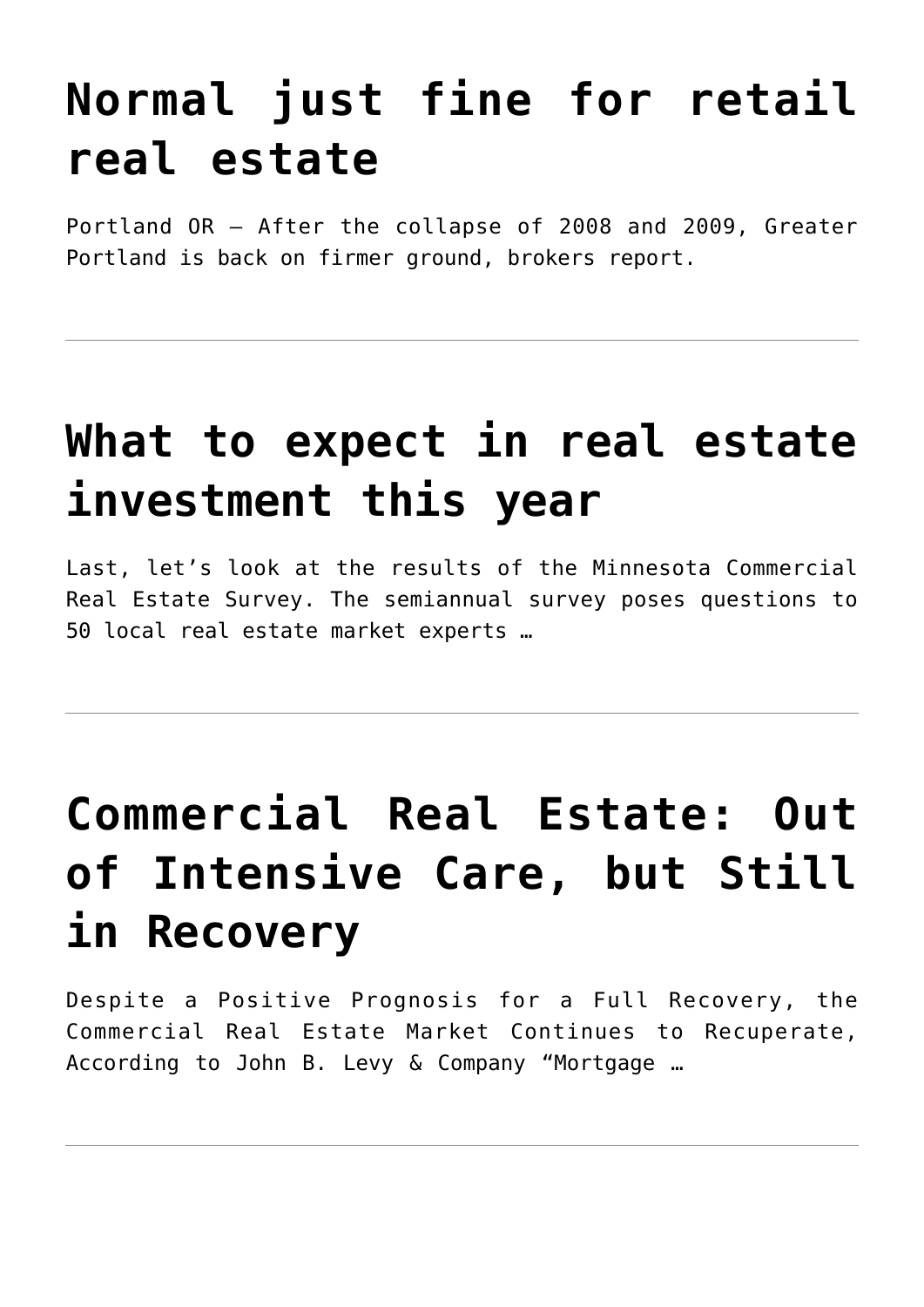# Normal just fine for retail real estate

Portland OR – After the collapse of 2008 and 2009, Greater Portland is back on firmer ground, brokers report.

---

# What to expect in real estate investment this year

Last, let's look at the results of the Minnesota Commercial Real Estate Survey. The semiannual survey poses questions to 50 local real estate market experts …

---

# Commercial Real Estate: Out of Intensive Care, but Still in Recovery

Despite a Positive Prognosis for a Full Recovery, the Commercial Real Estate Market Continues to Recuperate, According to John B. Levy & Company "Mortgage …

---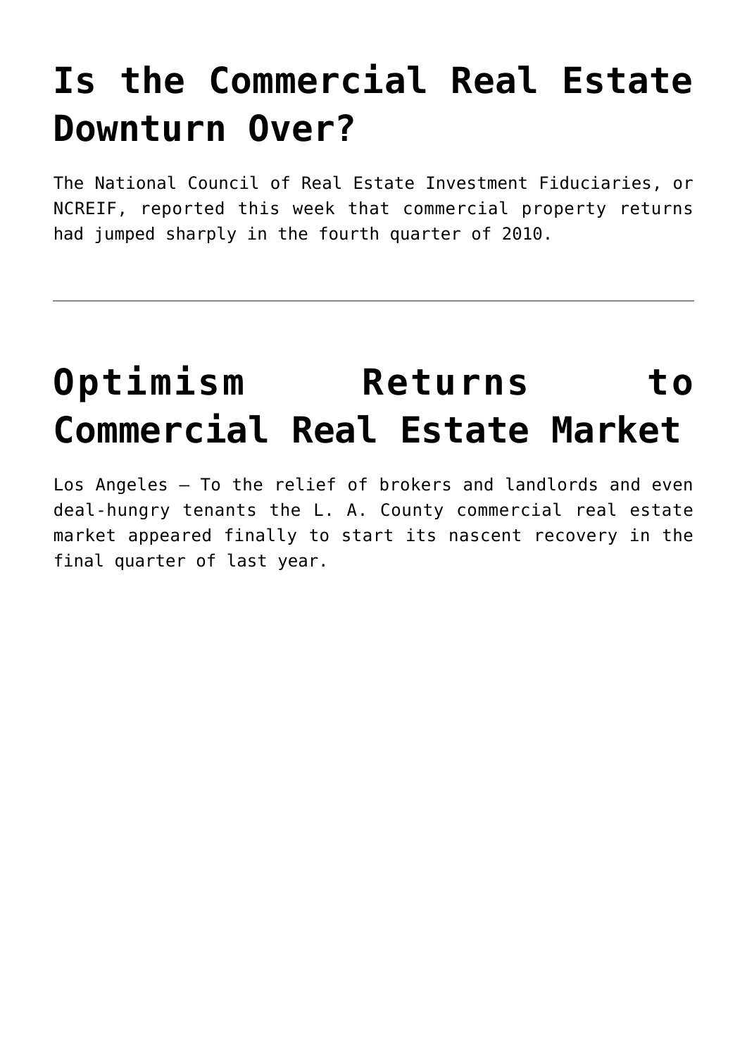# Is the Commercial Real Estate Downturn Over?

The National Council of Real Estate Investment Fiduciaries, or NCREIF, reported this week that commercial property returns had jumped sharply in the fourth quarter of 2010.

---

# Optimism Returns to Commercial Real Estate Market

Los Angeles – To the relief of brokers and landlords and even deal-hungry tenants the L. A. County commercial real estate market appeared finally to start its nascent recovery in the final quarter of last year.